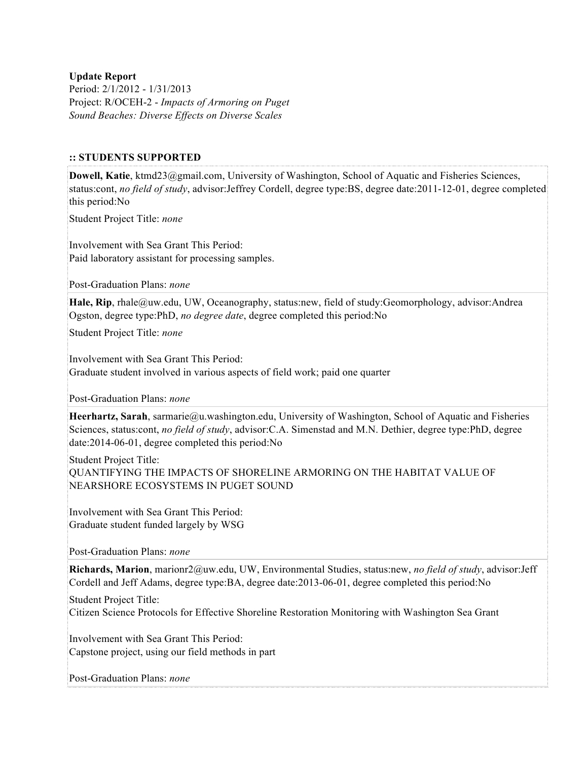**Update Report**
Period: 2/1/2012 - 1/31/2013
Project: R/OCEH-2 - *Impacts of Armoring on Puget Sound Beaches: Diverse Effects on Diverse Scales*

**:: STUDENTS SUPPORTED**

**Dowell, Katie**, ktmd23@gmail.com, University of Washington, School of Aquatic and Fisheries Sciences, status:cont, *no field of study*, advisor:Jeffrey Cordell, degree type:BS, degree date:2011-12-01, degree completed this period:No

Student Project Title: *none*

Involvement with Sea Grant This Period:
Paid laboratory assistant for processing samples.

Post-Graduation Plans: *none*

**Hale, Rip**, rhale@uw.edu, UW, Oceanography, status:new, field of study:Geomorphology, advisor:Andrea Ogston, degree type:PhD, *no degree date*, degree completed this period:No

Student Project Title: *none*

Involvement with Sea Grant This Period:
Graduate student involved in various aspects of field work; paid one quarter

Post-Graduation Plans: *none*

**Heerhartz, Sarah**, sarmarie@u.washington.edu, University of Washington, School of Aquatic and Fisheries Sciences, status:cont, *no field of study*, advisor:C.A. Simenstad and M.N. Dethier, degree type:PhD, degree date:2014-06-01, degree completed this period:No

Student Project Title:
QUANTIFYING THE IMPACTS OF SHORELINE ARMORING ON THE HABITAT VALUE OF NEARSHORE ECOSYSTEMS IN PUGET SOUND

Involvement with Sea Grant This Period:
Graduate student funded largely by WSG

Post-Graduation Plans: *none*

**Richards, Marion**, marionr2@uw.edu, UW, Environmental Studies, status:new, *no field of study*, advisor:Jeff Cordell and Jeff Adams, degree type:BA, degree date:2013-06-01, degree completed this period:No

Student Project Title:
Citizen Science Protocols for Effective Shoreline Restoration Monitoring with Washington Sea Grant

Involvement with Sea Grant This Period:
Capstone project, using our field methods in part

Post-Graduation Plans: *none*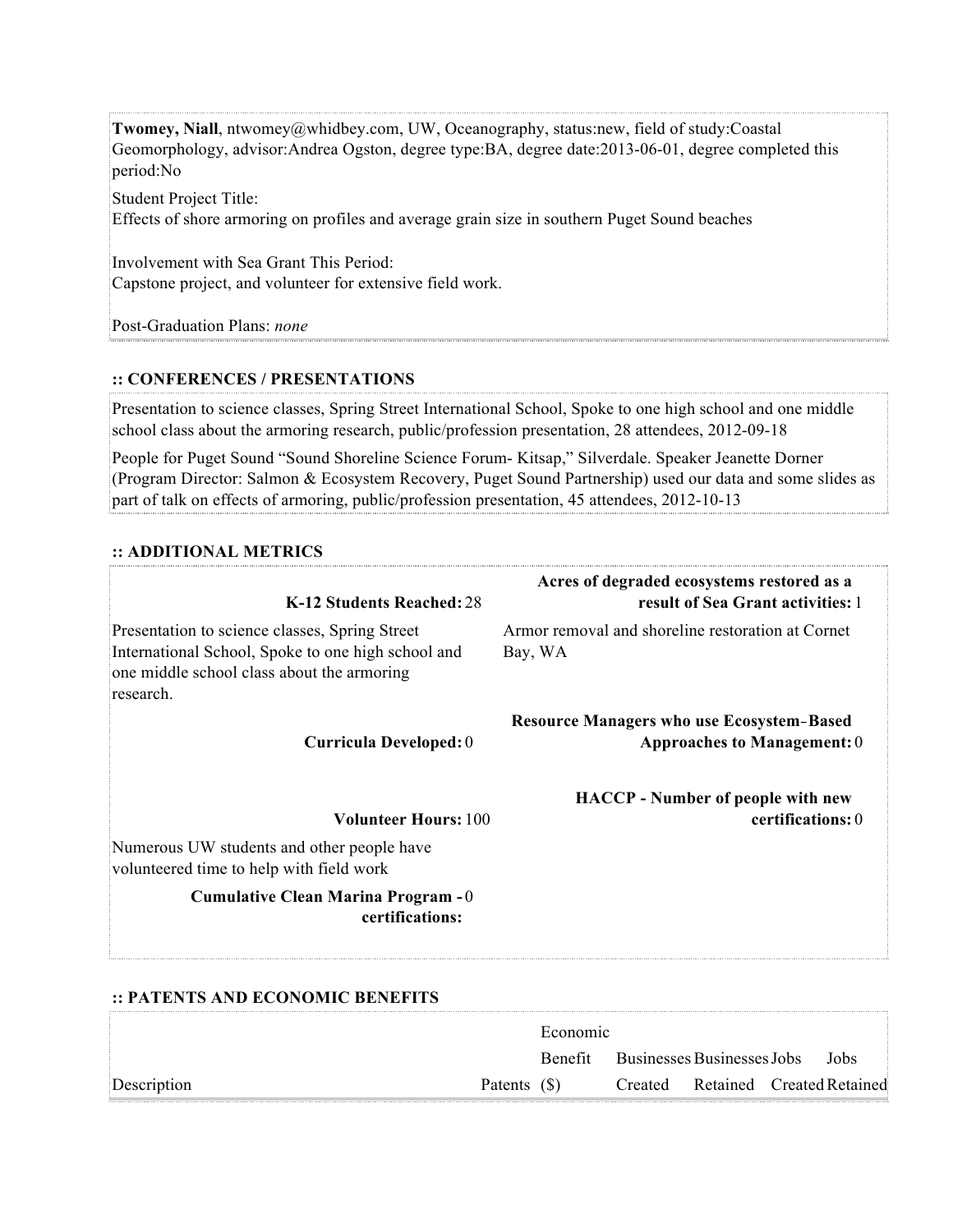**Twomey, Niall**, ntwomey@whidbey.com, UW, Oceanography, status:new, field of study:Coastal Geomorphology, advisor:Andrea Ogston, degree type:BA, degree date:2013-06-01, degree completed this period:No

Student Project Title:
Effects of shore armoring on profiles and average grain size in southern Puget Sound beaches

Involvement with Sea Grant This Period:
Capstone project, and volunteer for extensive field work.

Post-Graduation Plans: *none*

## :: CONFERENCES / PRESENTATIONS

Presentation to science classes, Spring Street International School, Spoke to one high school and one middle school class about the armoring research, public/profession presentation, 28 attendees, 2012-09-18

People for Puget Sound "Sound Shoreline Science Forum- Kitsap," Silverdale. Speaker Jeanette Dorner (Program Director: Salmon & Ecosystem Recovery, Puget Sound Partnership) used our data and some slides as part of talk on effects of armoring, public/profession presentation, 45 attendees, 2012-10-13

## :: ADDITIONAL METRICS

**K-12 Students Reached:** 28

Presentation to science classes, Spring Street International School, Spoke to one high school and one middle school class about the armoring research.

**Curricula Developed:** 0

**Volunteer Hours:** 100

Numerous UW students and other people have volunteered time to help with field work

**Cumulative Clean Marina Program - certifications:** 0

**Acres of degraded ecosystems restored as a result of Sea Grant activities:** 1

Armor removal and shoreline restoration at Cornet Bay, WA

**Resource Managers who use Ecosystem-Based Approaches to Management:** 0

**HACCP - Number of people with new certifications:** 0

## :: PATENTS AND ECONOMIC BENEFITS

| Description | Patents | Economic Benefit ($) | Businesses Created | Businesses Retained | Jobs Created | Jobs Retained |
|---|---|---|---|---|---|---|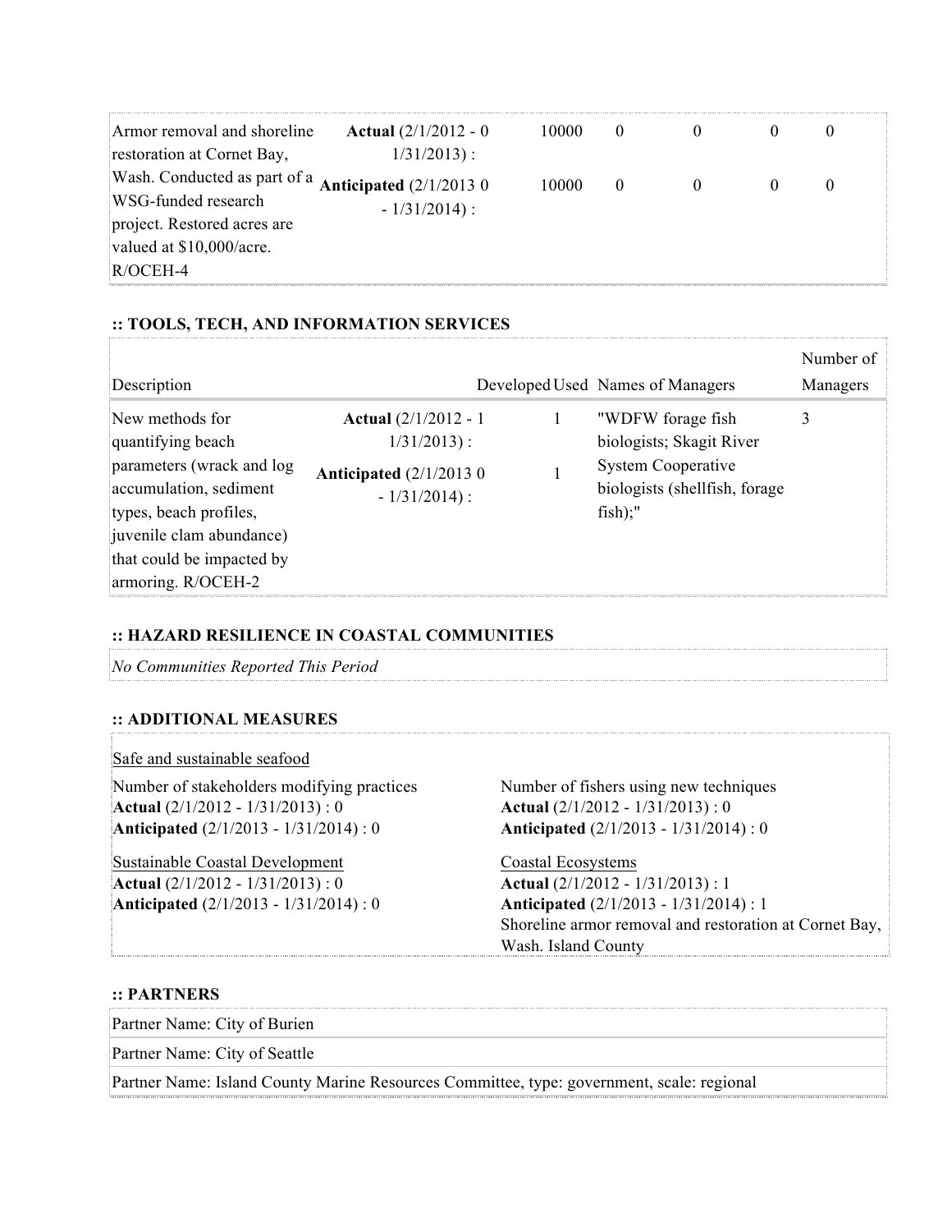| | | | | | | |
|---|---|---|---|---|---|---|
| Armor removal and shoreline restoration at Cornet Bay, Wash. Conducted as part of a WSG-funded research project. Restored acres are valued at $10,000/acre. R/OCEH-4 | **Actual** (2/1/2012 - 0 1/31/2013) : | 10000 | 0 | 0 | 0 | 0 |
| | **Anticipated** (2/1/2013 0 - 1/31/2014) : | 10000 | 0 | 0 | 0 | 0 |

### :: TOOLS, TECH, AND INFORMATION SERVICES

| Description | | Developed | Used | Names of Managers | Number of Managers |
|---|---|---|---|---|---|
| New methods for quantifying beach parameters (wrack and log accumulation, sediment types, beach profiles, juvenile clam abundance) that could be impacted by armoring. R/OCEH-2 | **Actual** (2/1/2012 - 1 1/31/2013) : | 1 | | "WDFW forage fish biologists; Skagit River System Cooperative biologists (shellfish, forage fish);" | 3 |
| | **Anticipated** (2/1/2013 0 - 1/31/2014) : | 1 | | | |

### :: HAZARD RESILIENCE IN COASTAL COMMUNITIES

*No Communities Reported This Period*

### :: ADDITIONAL MEASURES

Safe and sustainable seafood

Number of stakeholders modifying practices
**Actual** (2/1/2012 - 1/31/2013) : 0
**Anticipated** (2/1/2013 - 1/31/2014) : 0

Number of fishers using new techniques
**Actual** (2/1/2012 - 1/31/2013) : 0
**Anticipated** (2/1/2013 - 1/31/2014) : 0

Sustainable Coastal Development
**Actual** (2/1/2012 - 1/31/2013) : 0
**Anticipated** (2/1/2013 - 1/31/2014) : 0

Coastal Ecosystems
**Actual** (2/1/2012 - 1/31/2013) : 1
**Anticipated** (2/1/2013 - 1/31/2014) : 1
Shoreline armor removal and restoration at Cornet Bay, Wash. Island County

### :: PARTNERS

| |
|---|
| Partner Name: City of Burien |
| Partner Name: City of Seattle |
| Partner Name: Island County Marine Resources Committee, type: government, scale: regional |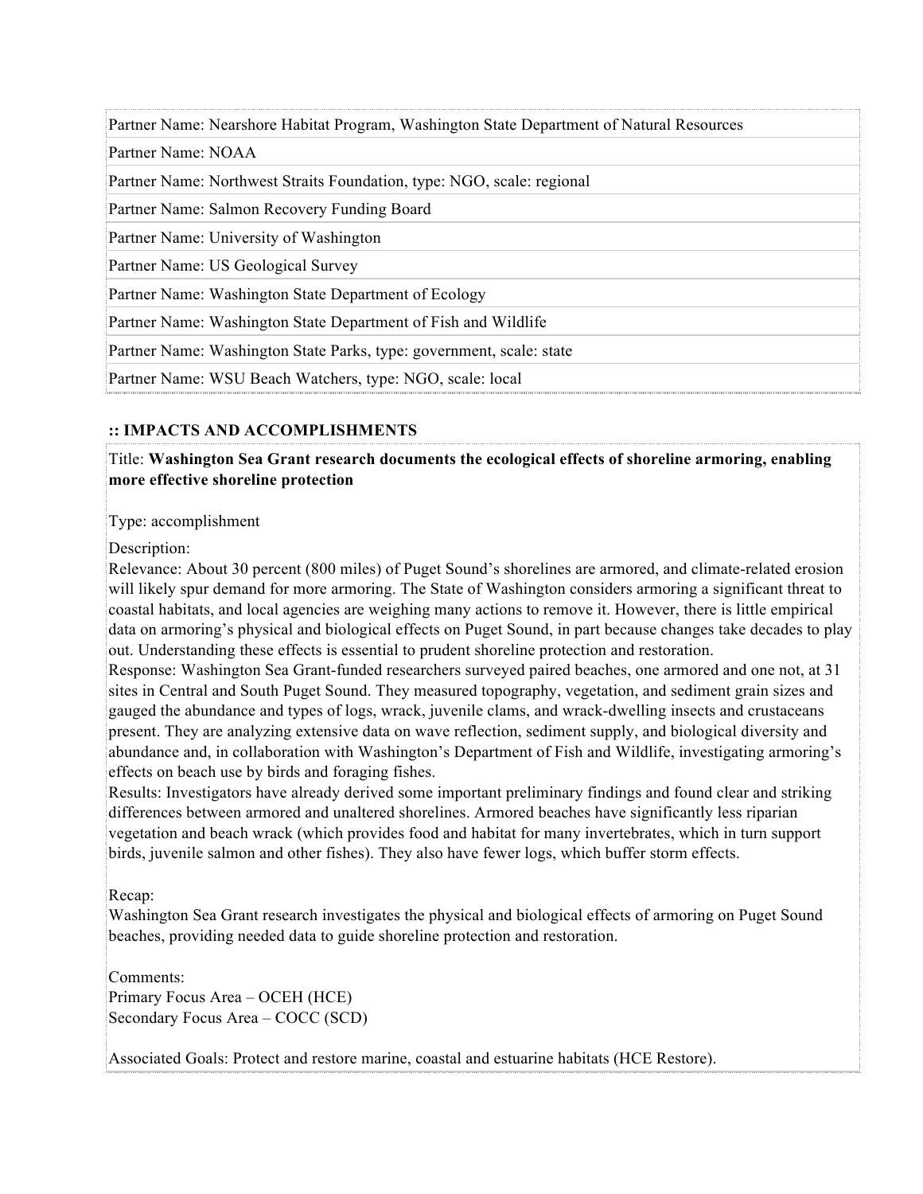Partner Name: Nearshore Habitat Program, Washington State Department of Natural Resources

Partner Name: NOAA

Partner Name: Northwest Straits Foundation, type: NGO, scale: regional

Partner Name: Salmon Recovery Funding Board

Partner Name: University of Washington

Partner Name: US Geological Survey

Partner Name: Washington State Department of Ecology

Partner Name: Washington State Department of Fish and Wildlife

Partner Name: Washington State Parks, type: government, scale: state

Partner Name: WSU Beach Watchers, type: NGO, scale: local

## :: IMPACTS AND ACCOMPLISHMENTS

Title: **Washington Sea Grant research documents the ecological effects of shoreline armoring, enabling more effective shoreline protection**

Type: accomplishment

Description:
Relevance: About 30 percent (800 miles) of Puget Sound's shorelines are armored, and climate-related erosion will likely spur demand for more armoring. The State of Washington considers armoring a significant threat to coastal habitats, and local agencies are weighing many actions to remove it. However, there is little empirical data on armoring's physical and biological effects on Puget Sound, in part because changes take decades to play out. Understanding these effects is essential to prudent shoreline protection and restoration.
Response: Washington Sea Grant-funded researchers surveyed paired beaches, one armored and one not, at 31 sites in Central and South Puget Sound. They measured topography, vegetation, and sediment grain sizes and gauged the abundance and types of logs, wrack, juvenile clams, and wrack-dwelling insects and crustaceans present. They are analyzing extensive data on wave reflection, sediment supply, and biological diversity and abundance and, in collaboration with Washington's Department of Fish and Wildlife, investigating armoring's effects on beach use by birds and foraging fishes.
Results: Investigators have already derived some important preliminary findings and found clear and striking differences between armored and unaltered shorelines. Armored beaches have significantly less riparian vegetation and beach wrack (which provides food and habitat for many invertebrates, which in turn support birds, juvenile salmon and other fishes). They also have fewer logs, which buffer storm effects.

Recap:
Washington Sea Grant research investigates the physical and biological effects of armoring on Puget Sound beaches, providing needed data to guide shoreline protection and restoration.

Comments:
Primary Focus Area – OCEH (HCE)
Secondary Focus Area – COCC (SCD)

Associated Goals: Protect and restore marine, coastal and estuarine habitats (HCE Restore).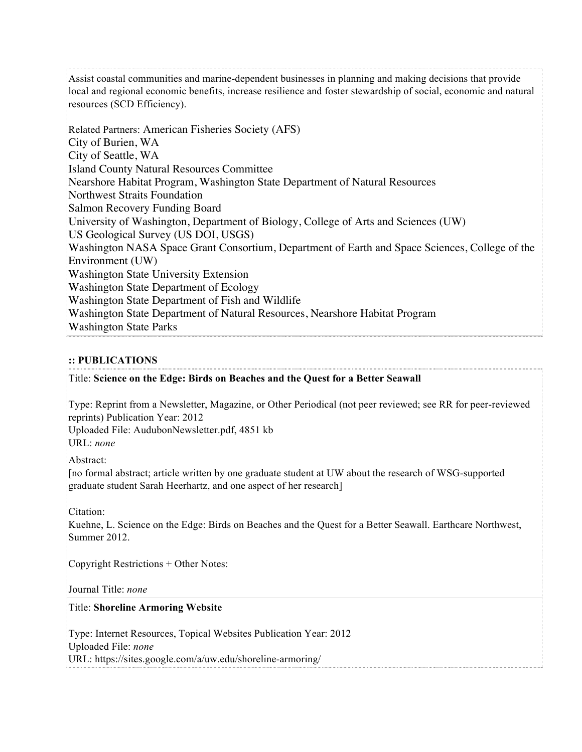Assist coastal communities and marine-dependent businesses in planning and making decisions that provide local and regional economic benefits, increase resilience and foster stewardship of social, economic and natural resources (SCD Efficiency).

Related Partners: American Fisheries Society (AFS)
City of Burien, WA
City of Seattle, WA
Island County Natural Resources Committee
Nearshore Habitat Program, Washington State Department of Natural Resources
Northwest Straits Foundation
Salmon Recovery Funding Board
University of Washington, Department of Biology, College of Arts and Sciences (UW)
US Geological Survey (US DOI, USGS)
Washington NASA Space Grant Consortium, Department of Earth and Space Sciences, College of the Environment (UW)
Washington State University Extension
Washington State Department of Ecology
Washington State Department of Fish and Wildlife
Washington State Department of Natural Resources, Nearshore Habitat Program
Washington State Parks

**:: PUBLICATIONS**

Title: **Science on the Edge: Birds on Beaches and the Quest for a Better Seawall**

Type: Reprint from a Newsletter, Magazine, or Other Periodical (not peer reviewed; see RR for peer-reviewed reprints) Publication Year: 2012
Uploaded File: AudubonNewsletter.pdf, 4851 kb
URL: *none*

Abstract:
[no formal abstract; article written by one graduate student at UW about the research of WSG-supported graduate student Sarah Heerhartz, and one aspect of her research]

Citation:
Kuehne, L. Science on the Edge: Birds on Beaches and the Quest for a Better Seawall. Earthcare Northwest, Summer 2012.

Copyright Restrictions + Other Notes:

Journal Title: *none*

Title: **Shoreline Armoring Website**

Type: Internet Resources, Topical Websites Publication Year: 2012
Uploaded File: *none*
URL: https://sites.google.com/a/uw.edu/shoreline-armoring/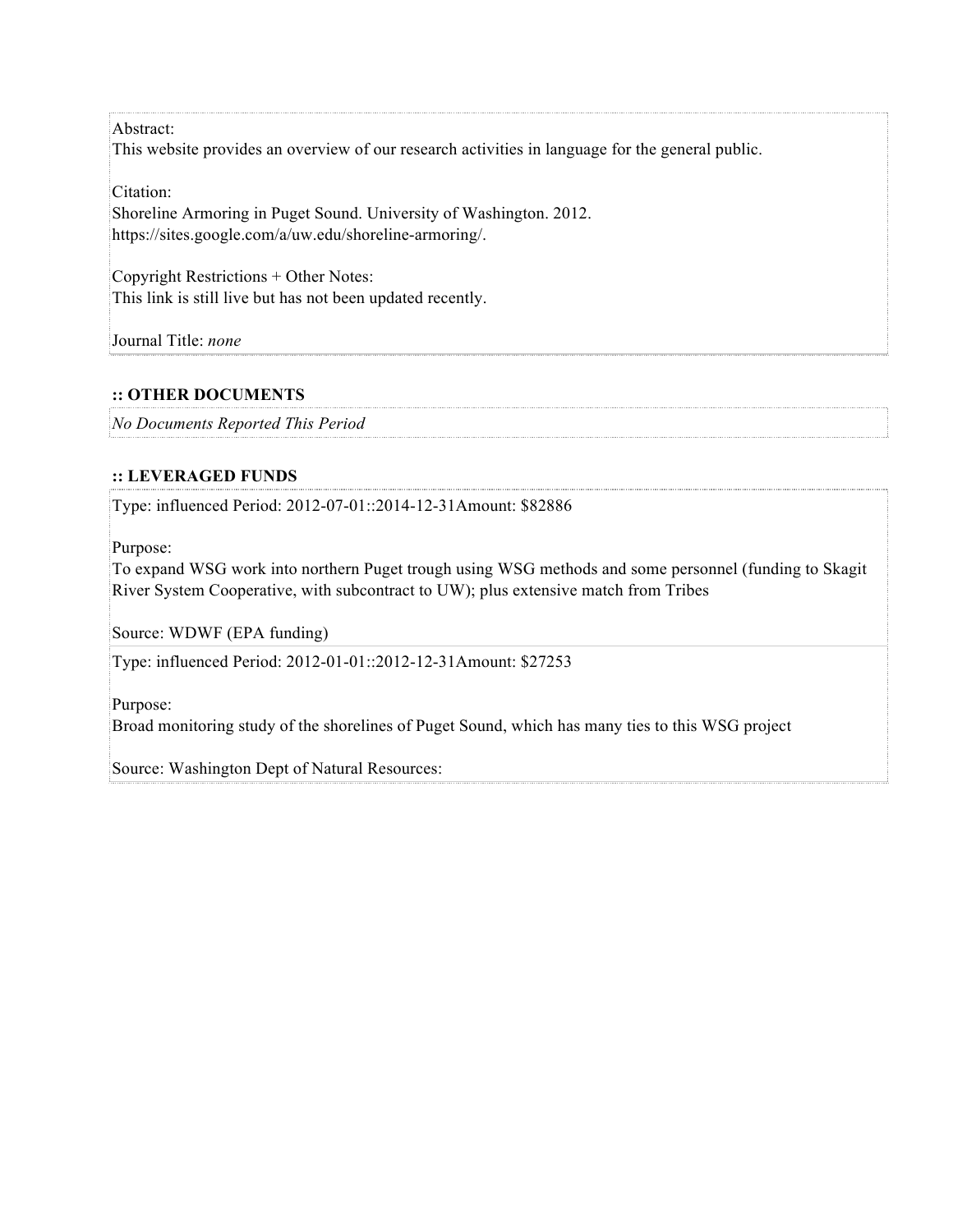Abstract:
This website provides an overview of our research activities in language for the general public.

Citation:
Shoreline Armoring in Puget Sound. University of Washington. 2012. https://sites.google.com/a/uw.edu/shoreline-armoring/.

Copyright Restrictions + Other Notes:
This link is still live but has not been updated recently.

Journal Title: *none*

**:: OTHER DOCUMENTS**

*No Documents Reported This Period*

**:: LEVERAGED FUNDS**

Type: influenced Period: 2012-07-01::2014-12-31Amount: $82886

Purpose:
To expand WSG work into northern Puget trough using WSG methods and some personnel (funding to Skagit River System Cooperative, with subcontract to UW); plus extensive match from Tribes

Source: WDWF (EPA funding)

Type: influenced Period: 2012-01-01::2012-12-31Amount: $27253

Purpose:
Broad monitoring study of the shorelines of Puget Sound, which has many ties to this WSG project

Source: Washington Dept of Natural Resources: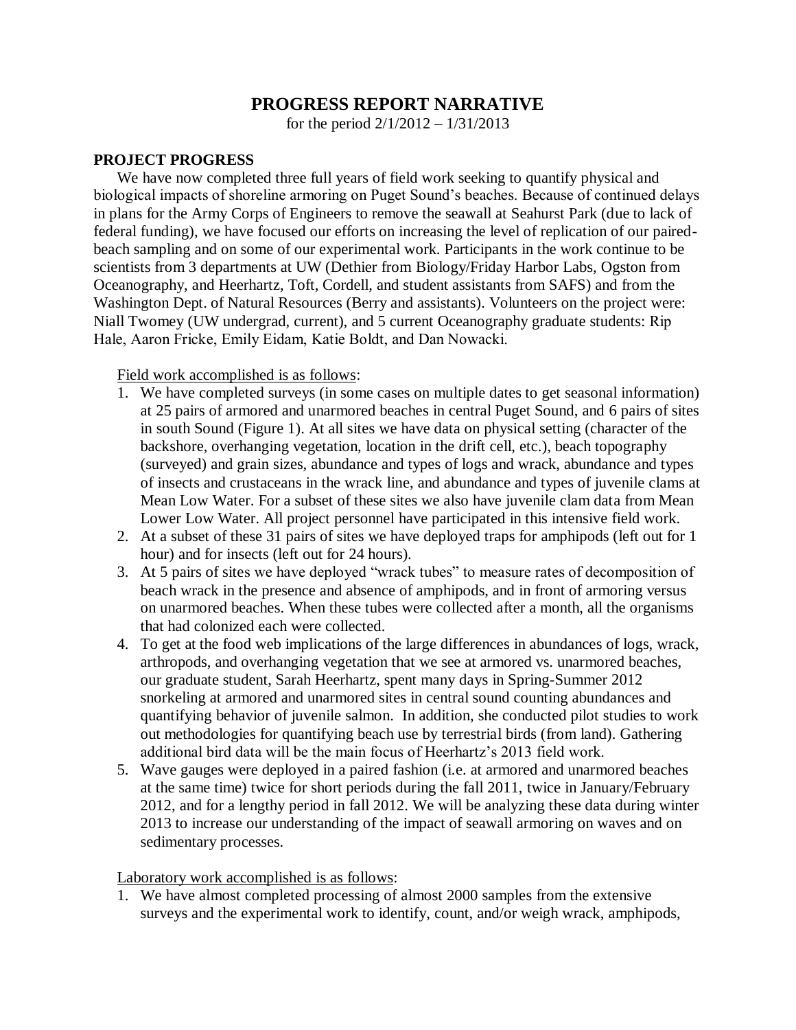# PROGRESS REPORT NARRATIVE

for the period 2/1/2012 – 1/31/2013

## PROJECT PROGRESS

We have now completed three full years of field work seeking to quantify physical and biological impacts of shoreline armoring on Puget Sound's beaches. Because of continued delays in plans for the Army Corps of Engineers to remove the seawall at Seahurst Park (due to lack of federal funding), we have focused our efforts on increasing the level of replication of our paired-beach sampling and on some of our experimental work. Participants in the work continue to be scientists from 3 departments at UW (Dethier from Biology/Friday Harbor Labs, Ogston from Oceanography, and Heerhartz, Toft, Cordell, and student assistants from SAFS) and from the Washington Dept. of Natural Resources (Berry and assistants). Volunteers on the project were: Niall Twomey (UW undergrad, current), and 5 current Oceanography graduate students: Rip Hale, Aaron Fricke, Emily Eidam, Katie Boldt, and Dan Nowacki.

Field work accomplished is as follows:

1. We have completed surveys (in some cases on multiple dates to get seasonal information) at 25 pairs of armored and unarmored beaches in central Puget Sound, and 6 pairs of sites in south Sound (Figure 1). At all sites we have data on physical setting (character of the backshore, overhanging vegetation, location in the drift cell, etc.), beach topography (surveyed) and grain sizes, abundance and types of logs and wrack, abundance and types of insects and crustaceans in the wrack line, and abundance and types of juvenile clams at Mean Low Water. For a subset of these sites we also have juvenile clam data from Mean Lower Low Water. All project personnel have participated in this intensive field work.
2. At a subset of these 31 pairs of sites we have deployed traps for amphipods (left out for 1 hour) and for insects (left out for 24 hours).
3. At 5 pairs of sites we have deployed "wrack tubes" to measure rates of decomposition of beach wrack in the presence and absence of amphipods, and in front of armoring versus on unarmored beaches. When these tubes were collected after a month, all the organisms that had colonized each were collected.
4. To get at the food web implications of the large differences in abundances of logs, wrack, arthropods, and overhanging vegetation that we see at armored vs. unarmored beaches, our graduate student, Sarah Heerhartz, spent many days in Spring-Summer 2012 snorkeling at armored and unarmored sites in central sound counting abundances and quantifying behavior of juvenile salmon. In addition, she conducted pilot studies to work out methodologies for quantifying beach use by terrestrial birds (from land). Gathering additional bird data will be the main focus of Heerhartz's 2013 field work.
5. Wave gauges were deployed in a paired fashion (i.e. at armored and unarmored beaches at the same time) twice for short periods during the fall 2011, twice in January/February 2012, and for a lengthy period in fall 2012. We will be analyzing these data during winter 2013 to increase our understanding of the impact of seawall armoring on waves and on sedimentary processes.

Laboratory work accomplished is as follows:

1. We have almost completed processing of almost 2000 samples from the extensive surveys and the experimental work to identify, count, and/or weigh wrack, amphipods,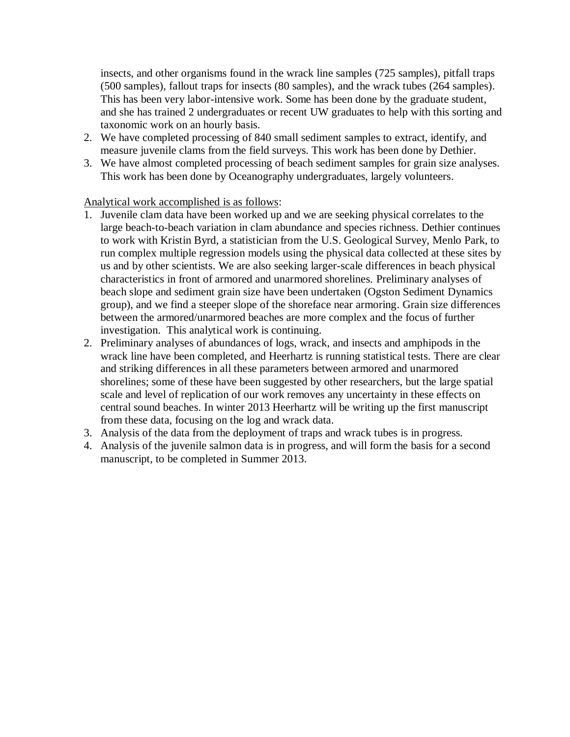insects, and other organisms found in the wrack line samples (725 samples), pitfall traps (500 samples), fallout traps for insects (80 samples), and the wrack tubes (264 samples). This has been very labor-intensive work. Some has been done by the graduate student, and she has trained 2 undergraduates or recent UW graduates to help with this sorting and taxonomic work on an hourly basis.

2. We have completed processing of 840 small sediment samples to extract, identify, and measure juvenile clams from the field surveys. This work has been done by Dethier.
3. We have almost completed processing of beach sediment samples for grain size analyses. This work has been done by Oceanography undergraduates, largely volunteers.

<u>Analytical work accomplished is as follows</u>:

1. Juvenile clam data have been worked up and we are seeking physical correlates to the large beach-to-beach variation in clam abundance and species richness. Dethier continues to work with Kristin Byrd, a statistician from the U.S. Geological Survey, Menlo Park, to run complex multiple regression models using the physical data collected at these sites by us and by other scientists. We are also seeking larger-scale differences in beach physical characteristics in front of armored and unarmored shorelines. Preliminary analyses of beach slope and sediment grain size have been undertaken (Ogston Sediment Dynamics group), and we find a steeper slope of the shoreface near armoring. Grain size differences between the armored/unarmored beaches are more complex and the focus of further investigation. This analytical work is continuing.
2. Preliminary analyses of abundances of logs, wrack, and insects and amphipods in the wrack line have been completed, and Heerhartz is running statistical tests. There are clear and striking differences in all these parameters between armored and unarmored shorelines; some of these have been suggested by other researchers, but the large spatial scale and level of replication of our work removes any uncertainty in these effects on central sound beaches. In winter 2013 Heerhartz will be writing up the first manuscript from these data, focusing on the log and wrack data.
3. Analysis of the data from the deployment of traps and wrack tubes is in progress.
4. Analysis of the juvenile salmon data is in progress, and will form the basis for a second manuscript, to be completed in Summer 2013.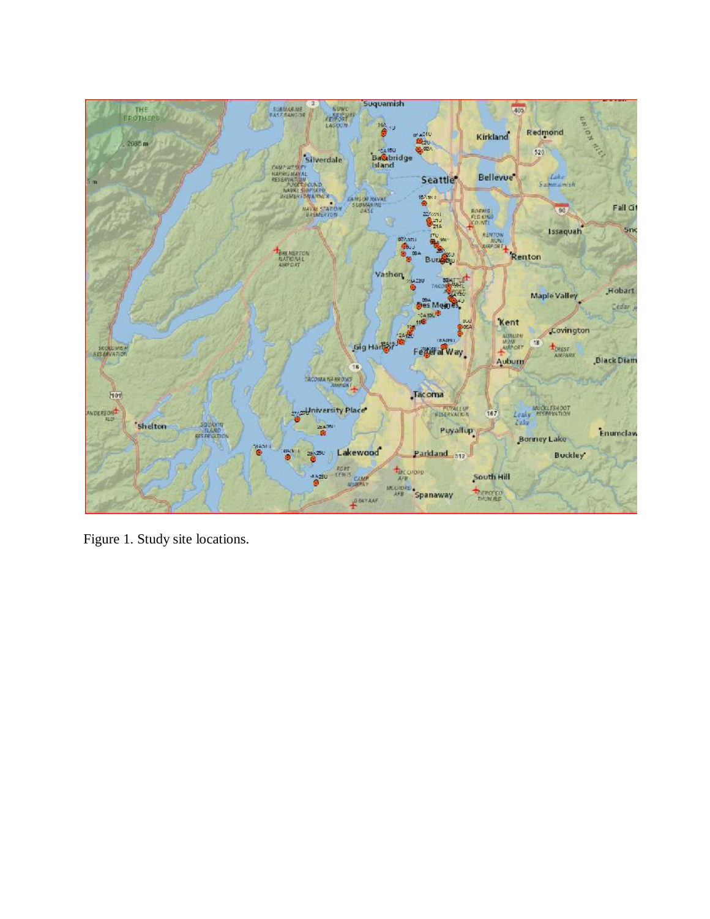Figure 1. Study site locations.